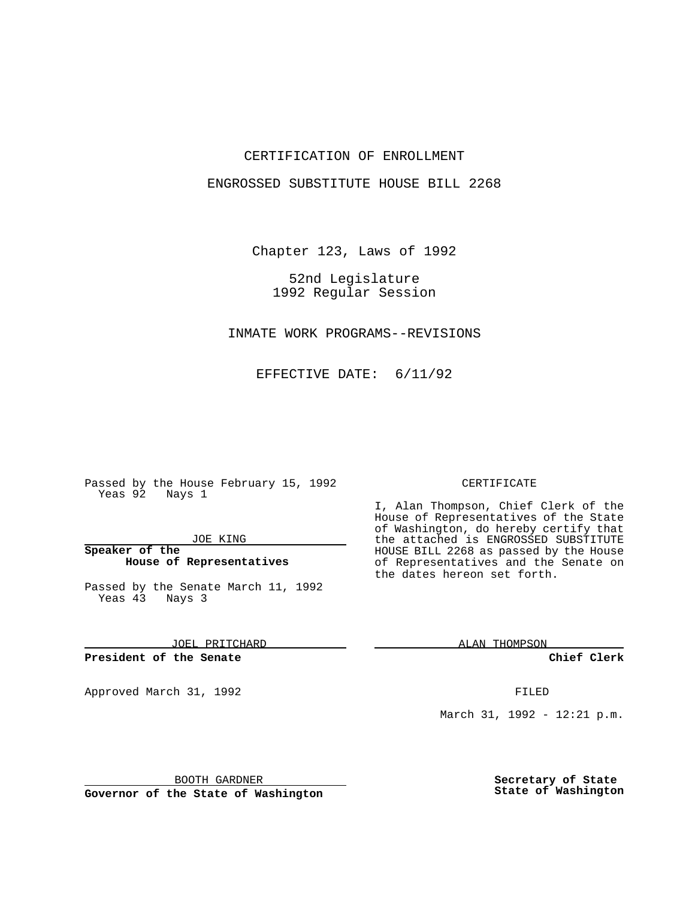# CERTIFICATION OF ENROLLMENT

## ENGROSSED SUBSTITUTE HOUSE BILL 2268

Chapter 123, Laws of 1992

52nd Legislature
1992 Regular Session

INMATE WORK PROGRAMS--REVISIONS

EFFECTIVE DATE: 6/11/92

Passed by the House February 15, 1992
Yeas 92 Nays 1

JOE KING

**Speaker of the House of Representatives**

Passed by the Senate March 11, 1992
Yeas 43 Nays 3

JOEL PRITCHARD

**President of the Senate**

Approved March 31, 1992

BOOTH GARDNER

**Governor of the State of Washington**

CERTIFICATE

I, Alan Thompson, Chief Clerk of the House of Representatives of the State of Washington, do hereby certify that the attached is ENGROSSED SUBSTITUTE HOUSE BILL 2268 as passed by the House of Representatives and the Senate on the dates hereon set forth.

ALAN THOMPSON

**Chief Clerk**

FILED

March 31, 1992 - 12:21 p.m.

**Secretary of State**
**State of Washington**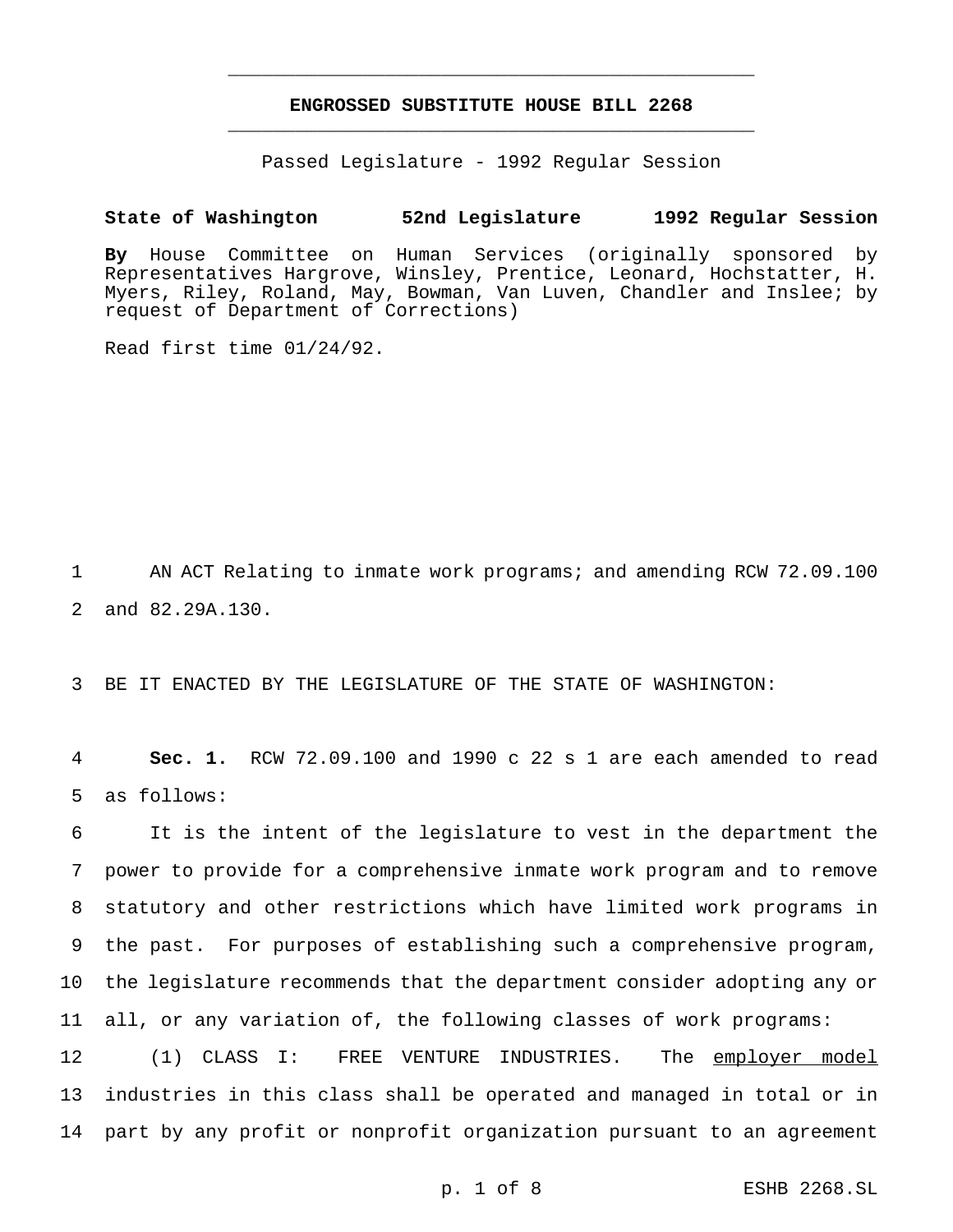**ENGROSSED SUBSTITUTE HOUSE BILL 2268**

Passed Legislature - 1992 Regular Session

**State of Washington 52nd Legislature 1992 Regular Session**

**By** House Committee on Human Services (originally sponsored by Representatives Hargrove, Winsley, Prentice, Leonard, Hochstatter, H. Myers, Riley, Roland, May, Bowman, Van Luven, Chandler and Inslee; by request of Department of Corrections)

Read first time 01/24/92.

AN ACT Relating to inmate work programs; and amending RCW 72.09.100 and 82.29A.130.

BE IT ENACTED BY THE LEGISLATURE OF THE STATE OF WASHINGTON:

**Sec. 1.** RCW 72.09.100 and 1990 c 22 s 1 are each amended to read as follows:

It is the intent of the legislature to vest in the department the power to provide for a comprehensive inmate work program and to remove statutory and other restrictions which have limited work programs in the past. For purposes of establishing such a comprehensive program, the legislature recommends that the department consider adopting any or all, or any variation of, the following classes of work programs:

(1) CLASS I: FREE VENTURE INDUSTRIES. The <u>employer model</u> industries in this class shall be operated and managed in total or in part by any profit or nonprofit organization pursuant to an agreement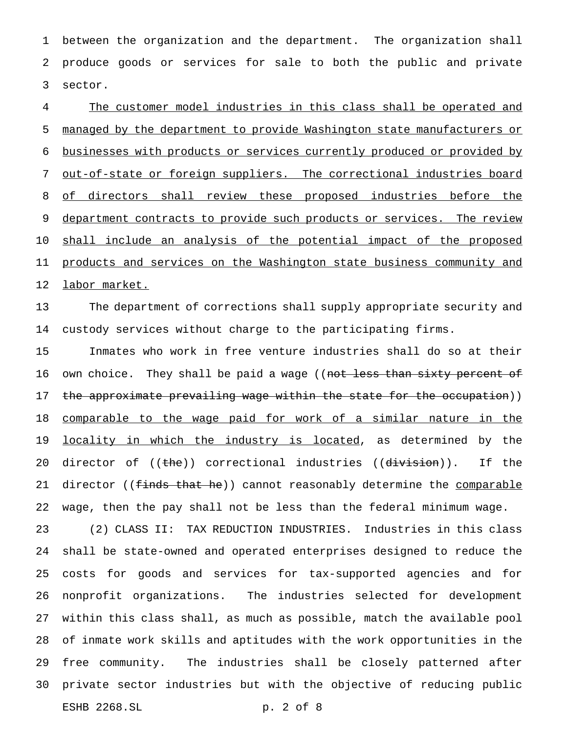between the organization and the department. The organization shall produce goods or services for sale to both the public and private sector.

<u>The customer model industries in this class shall be operated and managed by the department to provide Washington state manufacturers or businesses with products or services currently produced or provided by out-of-state or foreign suppliers. The correctional industries board of directors shall review these proposed industries before the department contracts to provide such products or services. The review shall include an analysis of the potential impact of the proposed products and services on the Washington state business community and labor market.</u>

The department of corrections shall supply appropriate security and custody services without charge to the participating firms.

Inmates who work in free venture industries shall do so at their own choice. They shall be paid a wage ((~~not less than sixty percent of the approximate prevailing wage within the state for the occupation~~)) <u>comparable to the wage paid for work of a similar nature in the locality in which the industry is located</u>, as determined by the director of ((~~the~~)) correctional industries ((~~division~~)). If the director ((~~finds that he~~)) cannot reasonably determine the <u>comparable</u> wage, then the pay shall not be less than the federal minimum wage.

(2) CLASS II: TAX REDUCTION INDUSTRIES. Industries in this class shall be state-owned and operated enterprises designed to reduce the costs for goods and services for tax-supported agencies and for nonprofit organizations. The industries selected for development within this class shall, as much as possible, match the available pool of inmate work skills and aptitudes with the work opportunities in the free community. The industries shall be closely patterned after private sector industries but with the objective of reducing public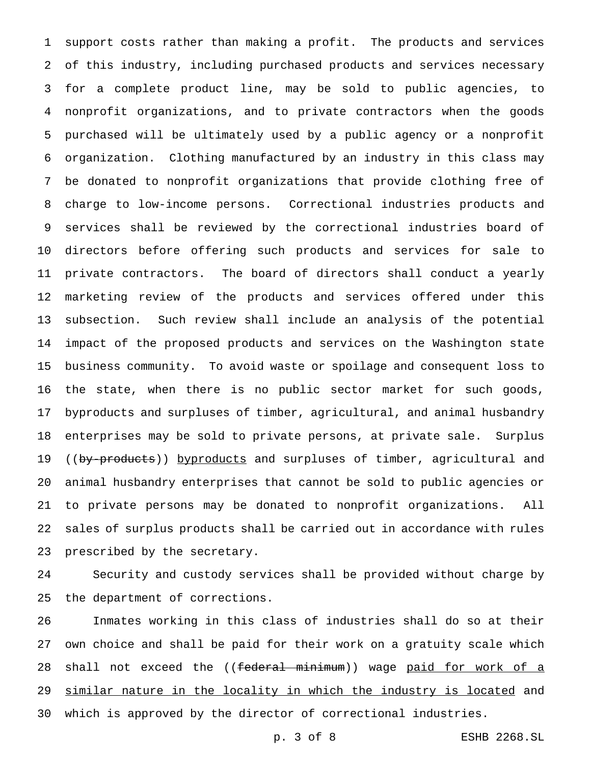support costs rather than making a profit. The products and services of this industry, including purchased products and services necessary for a complete product line, may be sold to public agencies, to nonprofit organizations, and to private contractors when the goods purchased will be ultimately used by a public agency or a nonprofit organization. Clothing manufactured by an industry in this class may be donated to nonprofit organizations that provide clothing free of charge to low-income persons. Correctional industries products and services shall be reviewed by the correctional industries board of directors before offering such products and services for sale to private contractors. The board of directors shall conduct a yearly marketing review of the products and services offered under this subsection. Such review shall include an analysis of the potential impact of the proposed products and services on the Washington state business community. To avoid waste or spoilage and consequent loss to the state, when there is no public sector market for such goods, byproducts and surpluses of timber, agricultural, and animal husbandry enterprises may be sold to private persons, at private sale. Surplus ((~~by-products~~)) <u>byproducts</u> and surpluses of timber, agricultural and animal husbandry enterprises that cannot be sold to public agencies or to private persons may be donated to nonprofit organizations. All sales of surplus products shall be carried out in accordance with rules prescribed by the secretary.

Security and custody services shall be provided without charge by the department of corrections.

Inmates working in this class of industries shall do so at their own choice and shall be paid for their work on a gratuity scale which shall not exceed the ((~~federal minimum~~)) wage <u>paid for work of a similar nature in the locality in which the industry is located</u> and which is approved by the director of correctional industries.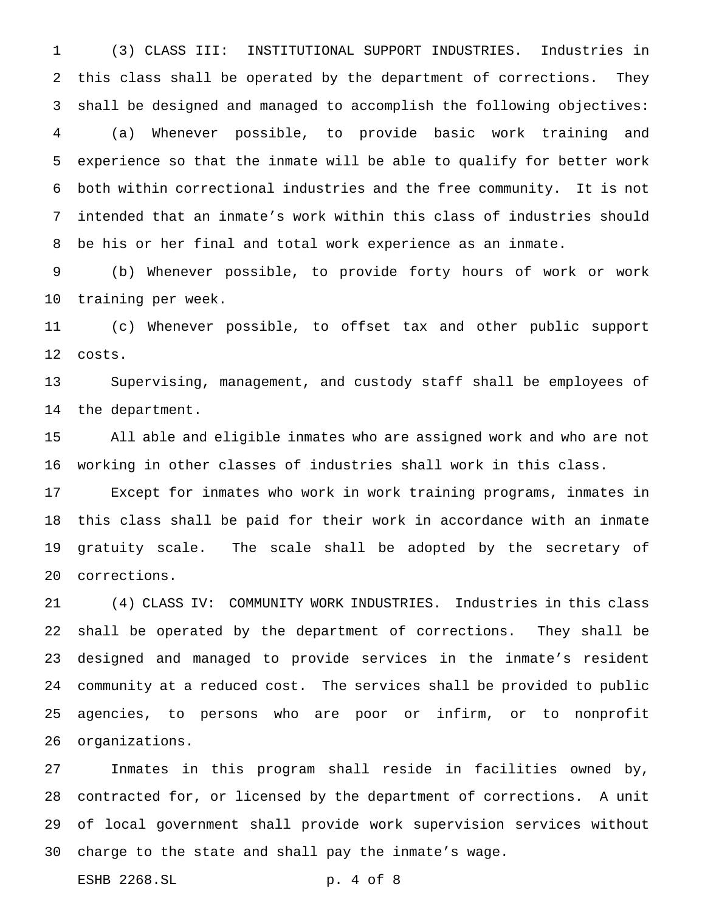(3) CLASS III: INSTITUTIONAL SUPPORT INDUSTRIES. Industries in this class shall be operated by the department of corrections. They shall be designed and managed to accomplish the following objectives:

(a) Whenever possible, to provide basic work training and experience so that the inmate will be able to qualify for better work both within correctional industries and the free community. It is not intended that an inmate's work within this class of industries should be his or her final and total work experience as an inmate.

(b) Whenever possible, to provide forty hours of work or work training per week.

(c) Whenever possible, to offset tax and other public support costs.

Supervising, management, and custody staff shall be employees of the department.

All able and eligible inmates who are assigned work and who are not working in other classes of industries shall work in this class.

Except for inmates who work in work training programs, inmates in this class shall be paid for their work in accordance with an inmate gratuity scale. The scale shall be adopted by the secretary of corrections.

(4) CLASS IV: COMMUNITY WORK INDUSTRIES. Industries in this class shall be operated by the department of corrections. They shall be designed and managed to provide services in the inmate's resident community at a reduced cost. The services shall be provided to public agencies, to persons who are poor or infirm, or to nonprofit organizations.

Inmates in this program shall reside in facilities owned by, contracted for, or licensed by the department of corrections. A unit of local government shall provide work supervision services without charge to the state and shall pay the inmate's wage.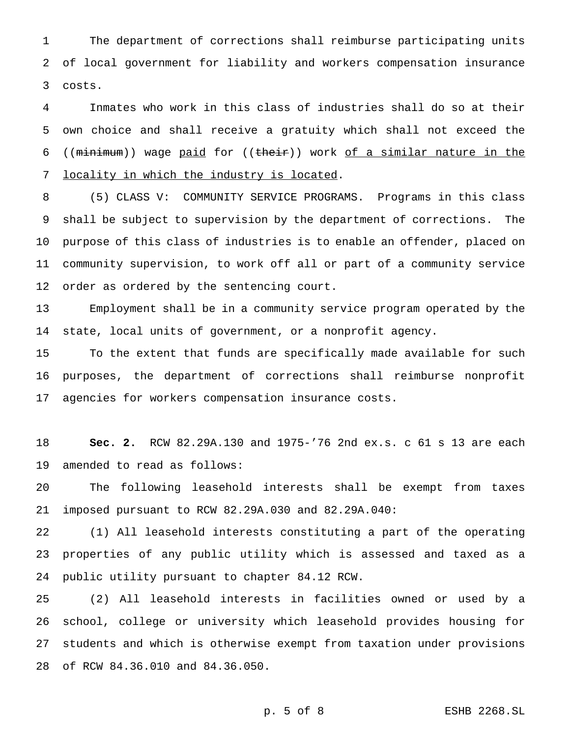The department of corrections shall reimburse participating units of local government for liability and workers compensation insurance costs.

Inmates who work in this class of industries shall do so at their own choice and shall receive a gratuity which shall not exceed the ((~~minimum~~)) wage <u>paid</u> for ((~~their~~)) work <u>of a similar nature in the locality in which the industry is located</u>.

(5) CLASS V: COMMUNITY SERVICE PROGRAMS. Programs in this class shall be subject to supervision by the department of corrections. The purpose of this class of industries is to enable an offender, placed on community supervision, to work off all or part of a community service order as ordered by the sentencing court.

Employment shall be in a community service program operated by the state, local units of government, or a nonprofit agency.

To the extent that funds are specifically made available for such purposes, the department of corrections shall reimburse nonprofit agencies for workers compensation insurance costs.

**Sec. 2.** RCW 82.29A.130 and 1975-'76 2nd ex.s. c 61 s 13 are each amended to read as follows:

The following leasehold interests shall be exempt from taxes imposed pursuant to RCW 82.29A.030 and 82.29A.040:

(1) All leasehold interests constituting a part of the operating properties of any public utility which is assessed and taxed as a public utility pursuant to chapter 84.12 RCW.

(2) All leasehold interests in facilities owned or used by a school, college or university which leasehold provides housing for students and which is otherwise exempt from taxation under provisions of RCW 84.36.010 and 84.36.050.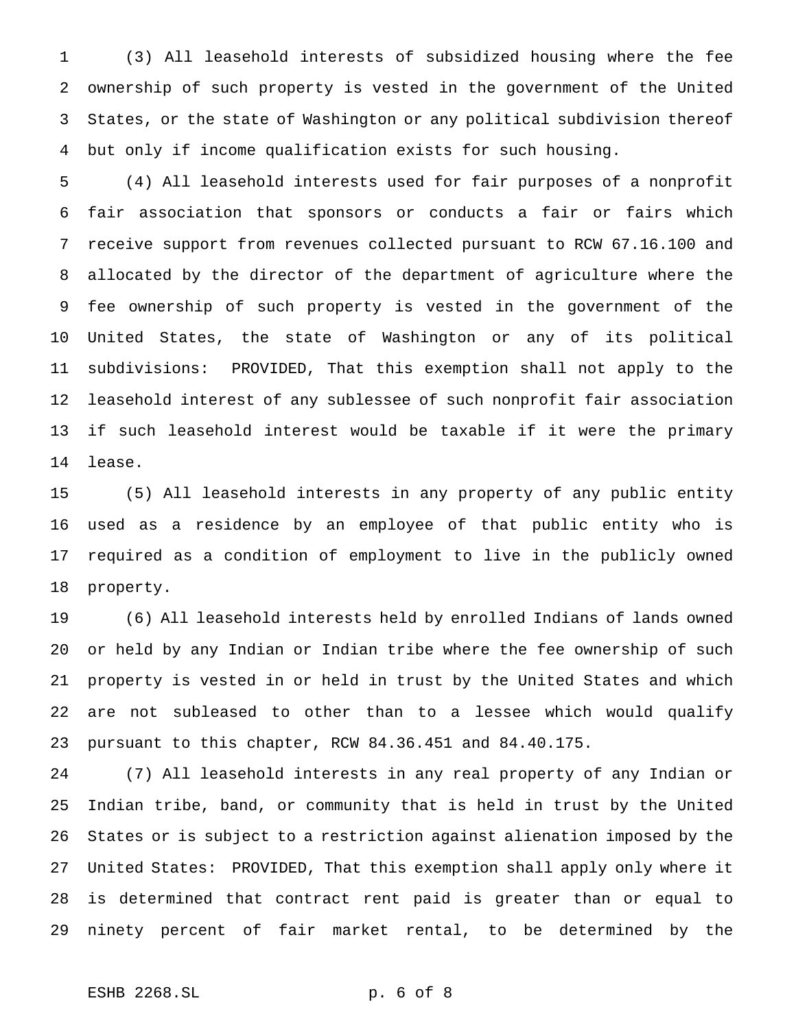(3) All leasehold interests of subsidized housing where the fee ownership of such property is vested in the government of the United States, or the state of Washington or any political subdivision thereof but only if income qualification exists for such housing.

(4) All leasehold interests used for fair purposes of a nonprofit fair association that sponsors or conducts a fair or fairs which receive support from revenues collected pursuant to RCW 67.16.100 and allocated by the director of the department of agriculture where the fee ownership of such property is vested in the government of the United States, the state of Washington or any of its political subdivisions: PROVIDED, That this exemption shall not apply to the leasehold interest of any sublessee of such nonprofit fair association if such leasehold interest would be taxable if it were the primary lease.

(5) All leasehold interests in any property of any public entity used as a residence by an employee of that public entity who is required as a condition of employment to live in the publicly owned property.

(6) All leasehold interests held by enrolled Indians of lands owned or held by any Indian or Indian tribe where the fee ownership of such property is vested in or held in trust by the United States and which are not subleased to other than to a lessee which would qualify pursuant to this chapter, RCW 84.36.451 and 84.40.175.

(7) All leasehold interests in any real property of any Indian or Indian tribe, band, or community that is held in trust by the United States or is subject to a restriction against alienation imposed by the United States: PROVIDED, That this exemption shall apply only where it is determined that contract rent paid is greater than or equal to ninety percent of fair market rental, to be determined by the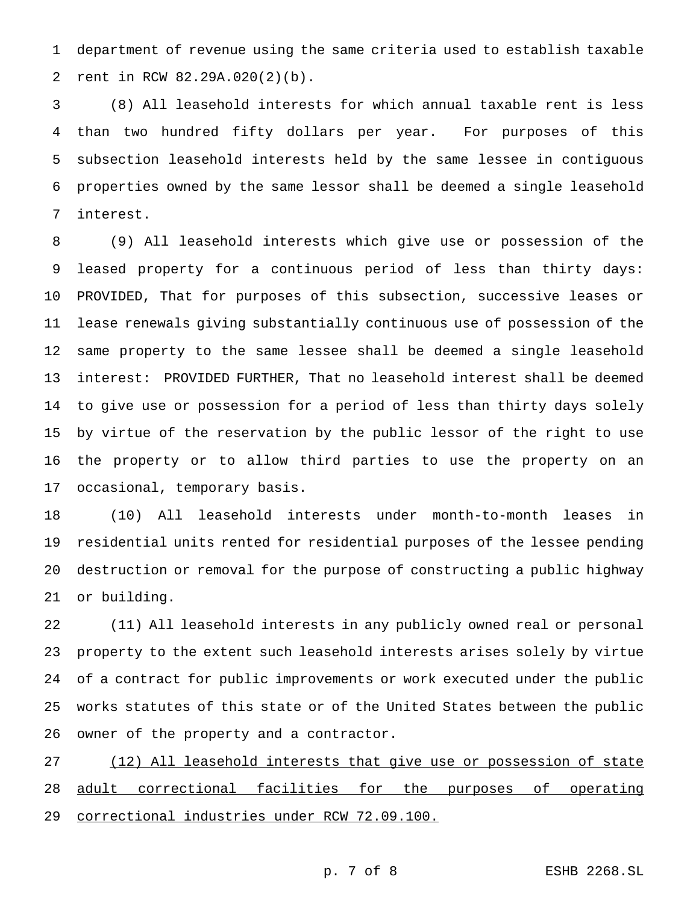department of revenue using the same criteria used to establish taxable rent in RCW 82.29A.020(2)(b).

(8) All leasehold interests for which annual taxable rent is less than two hundred fifty dollars per year. For purposes of this subsection leasehold interests held by the same lessee in contiguous properties owned by the same lessor shall be deemed a single leasehold interest.

(9) All leasehold interests which give use or possession of the leased property for a continuous period of less than thirty days: PROVIDED, That for purposes of this subsection, successive leases or lease renewals giving substantially continuous use of possession of the same property to the same lessee shall be deemed a single leasehold interest: PROVIDED FURTHER, That no leasehold interest shall be deemed to give use or possession for a period of less than thirty days solely by virtue of the reservation by the public lessor of the right to use the property or to allow third parties to use the property on an occasional, temporary basis.

(10) All leasehold interests under month-to-month leases in residential units rented for residential purposes of the lessee pending destruction or removal for the purpose of constructing a public highway or building.

(11) All leasehold interests in any publicly owned real or personal property to the extent such leasehold interests arises solely by virtue of a contract for public improvements or work executed under the public works statutes of this state or of the United States between the public owner of the property and a contractor.

<u>(12) All leasehold interests that give use or possession of state adult correctional facilities for the purposes of operating correctional industries under RCW 72.09.100.</u>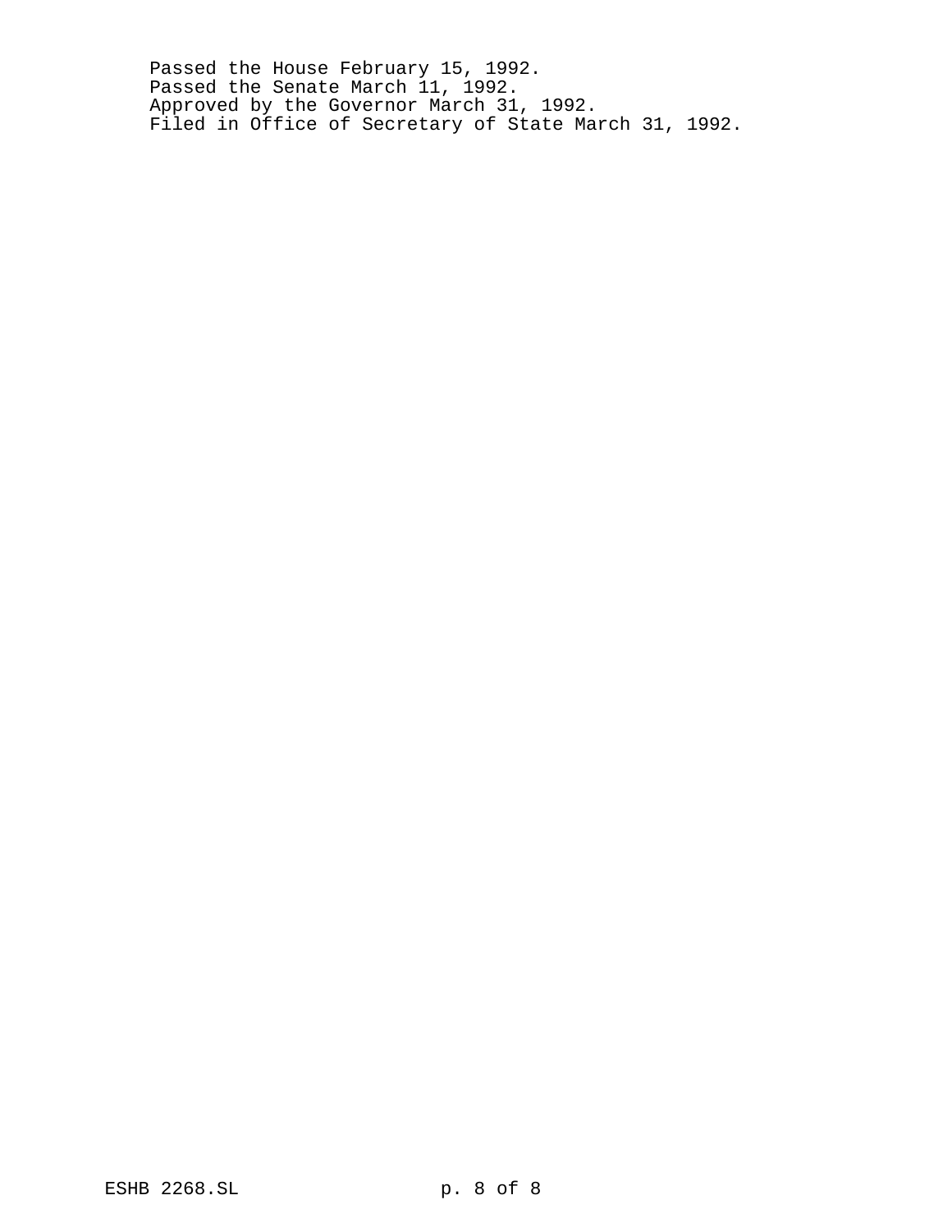Passed the House February 15, 1992.
Passed the Senate March 11, 1992.
Approved by the Governor March 31, 1992.
Filed in Office of Secretary of State March 31, 1992.